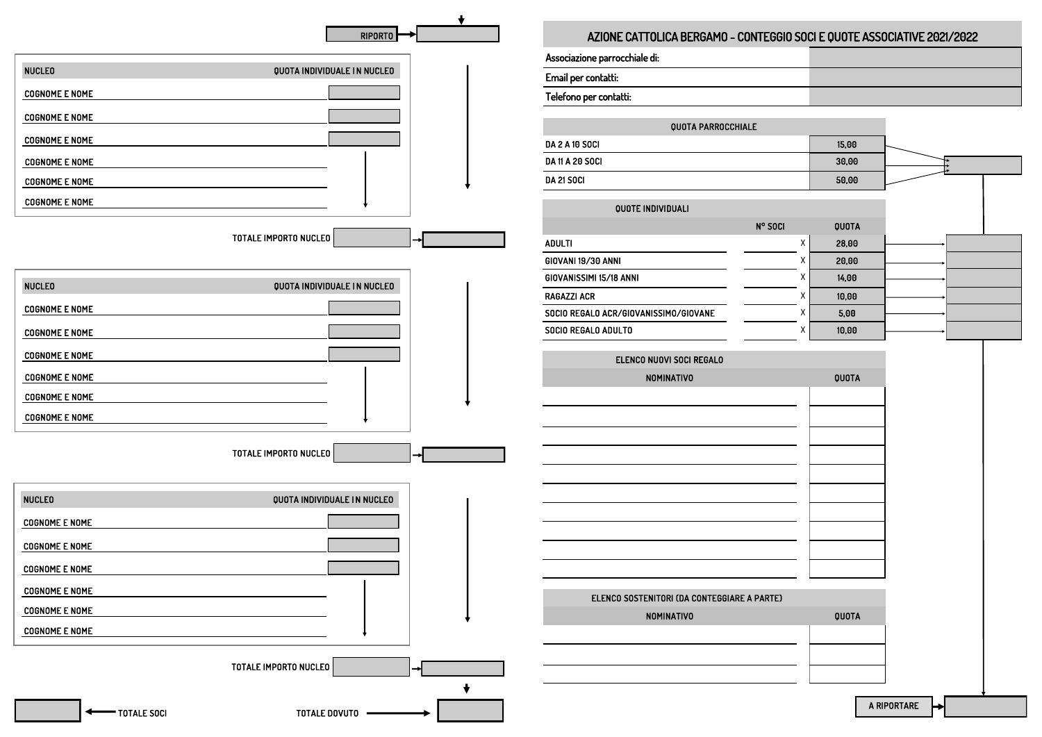# AZIONE CATTOLICA BERGAMO - CONTEGGIO SOCI E QUOTE ASSOCIATIVE 2021/2022

| | |
|---|---|
| Associazione parrocchiale di: | |
| Email per contatti: | |
| Telefono per contatti: | |

| QUOTA PARROCCHIALE | |
|---|---|
| DA 2 A 10 SOCI | 15,00 |
| DA 11 A 20 SOCI | 30,00 |
| DA 21 SOCI | 50,00 |

| QUOTE INDIVIDUALI | | | | |
|---|---|---|---|---|
| | N° SOCI | | QUOTA | |
| ADULTI | | X | 28,00 | |
| GIOVANI 19/30 ANNI | | X | 20,00 | |
| GIOVANISSIMI 15/18 ANNI | | X | 14,00 | |
| RAGAZZI ACR | | X | 10,00 | |
| SOCIO REGALO ACR/GIOVANISSIMO/GIOVANE | | X | 5,00 | |
| SOCIO REGALO ADULTO | | X | 10,00 | |

| ELENCO NUOVI SOCI REGALO | |
|---|---|
| NOMINATIVO | QUOTA |
| | |
| | |
| | |
| | |
| | |
| | |
| | |
| | |
| | |
| | |

| ELENCO SOSTENITORI (DA CONTEGGIARE A PARTE) | |
|---|---|
| NOMINATIVO | QUOTA |
| | |
| | |
| | |

A RIPORTARE

RIPORTO

| NUCLEO | QUOTA INDIVIDUALE IN NUCLEO |
|---|---|
| COGNOME E NOME | |
| COGNOME E NOME | |
| COGNOME E NOME | |
| COGNOME E NOME | |
| COGNOME E NOME | |
| COGNOME E NOME | |

TOTALE IMPORTO NUCLEO

| NUCLEO | QUOTA INDIVIDUALE IN NUCLEO |
|---|---|
| COGNOME E NOME | |
| COGNOME E NOME | |
| COGNOME E NOME | |
| COGNOME E NOME | |
| COGNOME E NOME | |
| COGNOME E NOME | |

TOTALE IMPORTO NUCLEO

| NUCLEO | QUOTA INDIVIDUALE IN NUCLEO |
|---|---|
| COGNOME E NOME | |
| COGNOME E NOME | |
| COGNOME E NOME | |
| COGNOME E NOME | |
| COGNOME E NOME | |
| COGNOME E NOME | |

TOTALE IMPORTO NUCLEO

TOTALE SOCI

TOTALE DOVUTO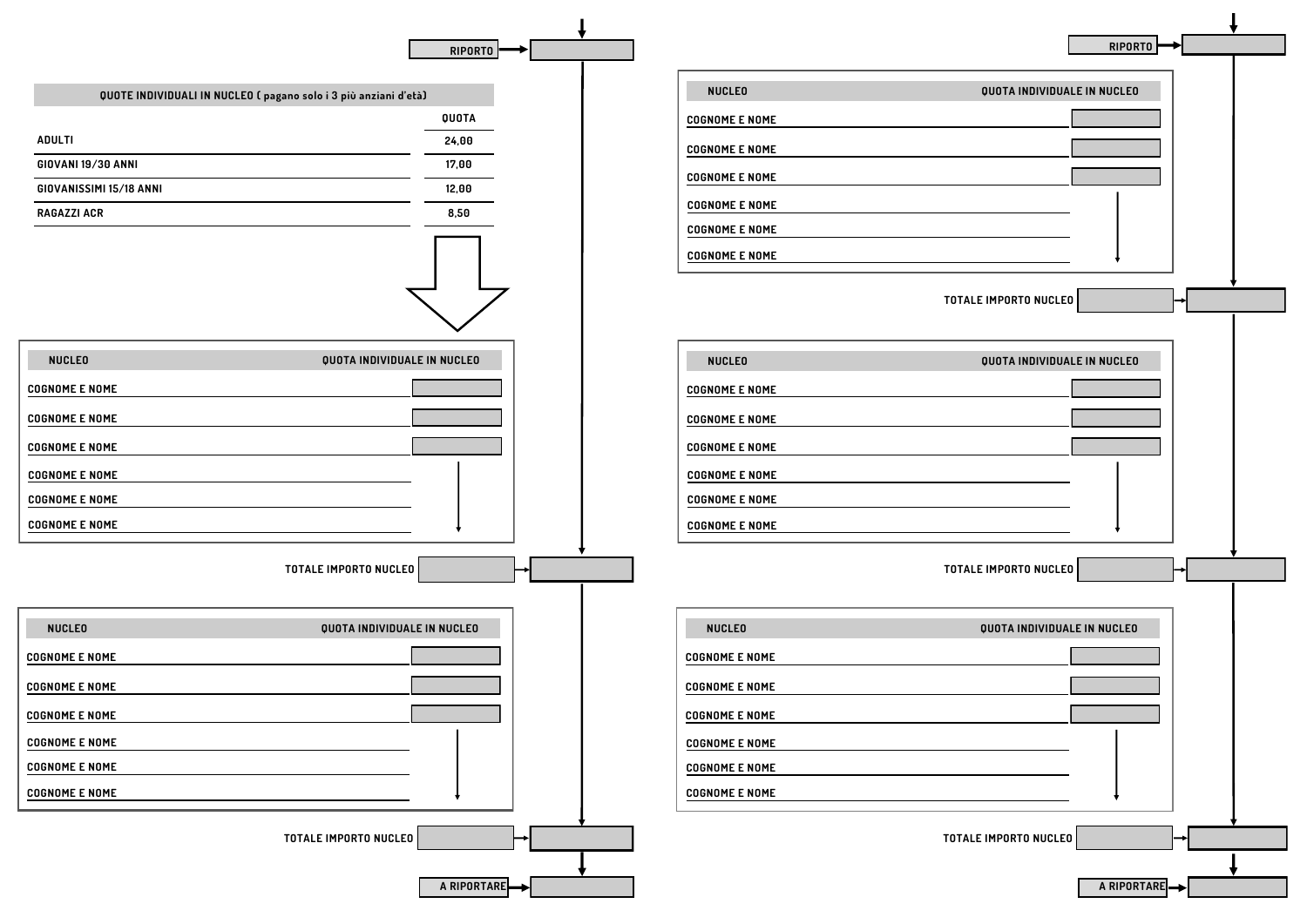RIPORTO

| QUOTE INDIVIDUALI IN NUCLEO ( pagano solo i 3 più anziani d'età) | QUOTA |
|---|---|
| ADULTI | 24,00 |
| GIOVANI 19/30 ANNI | 17,00 |
| GIOVANISSIMI 15/18 ANNI | 12,00 |
| RAGAZZI ACR | 8,50 |

| NUCLEO | QUOTA INDIVIDUALE IN NUCLEO |
|---|---|
| COGNOME E NOME | |
| COGNOME E NOME | |
| COGNOME E NOME | |
| COGNOME E NOME | |
| COGNOME E NOME | |
| COGNOME E NOME | |

TOTALE IMPORTO NUCLEO

| NUCLEO | QUOTA INDIVIDUALE IN NUCLEO |
|---|---|
| COGNOME E NOME | |
| COGNOME E NOME | |
| COGNOME E NOME | |
| COGNOME E NOME | |
| COGNOME E NOME | |
| COGNOME E NOME | |

TOTALE IMPORTO NUCLEO

A RIPORTARE

RIPORTO

| NUCLEO | QUOTA INDIVIDUALE IN NUCLEO |
|---|---|
| COGNOME E NOME | |
| COGNOME E NOME | |
| COGNOME E NOME | |
| COGNOME E NOME | |
| COGNOME E NOME | |
| COGNOME E NOME | |

TOTALE IMPORTO NUCLEO

| NUCLEO | QUOTA INDIVIDUALE IN NUCLEO |
|---|---|
| COGNOME E NOME | |
| COGNOME E NOME | |
| COGNOME E NOME | |
| COGNOME E NOME | |
| COGNOME E NOME | |
| COGNOME E NOME | |

TOTALE IMPORTO NUCLEO

| NUCLEO | QUOTA INDIVIDUALE IN NUCLEO |
|---|---|
| COGNOME E NOME | |
| COGNOME E NOME | |
| COGNOME E NOME | |
| COGNOME E NOME | |
| COGNOME E NOME | |
| COGNOME E NOME | |

TOTALE IMPORTO NUCLEO

A RIPORTARE